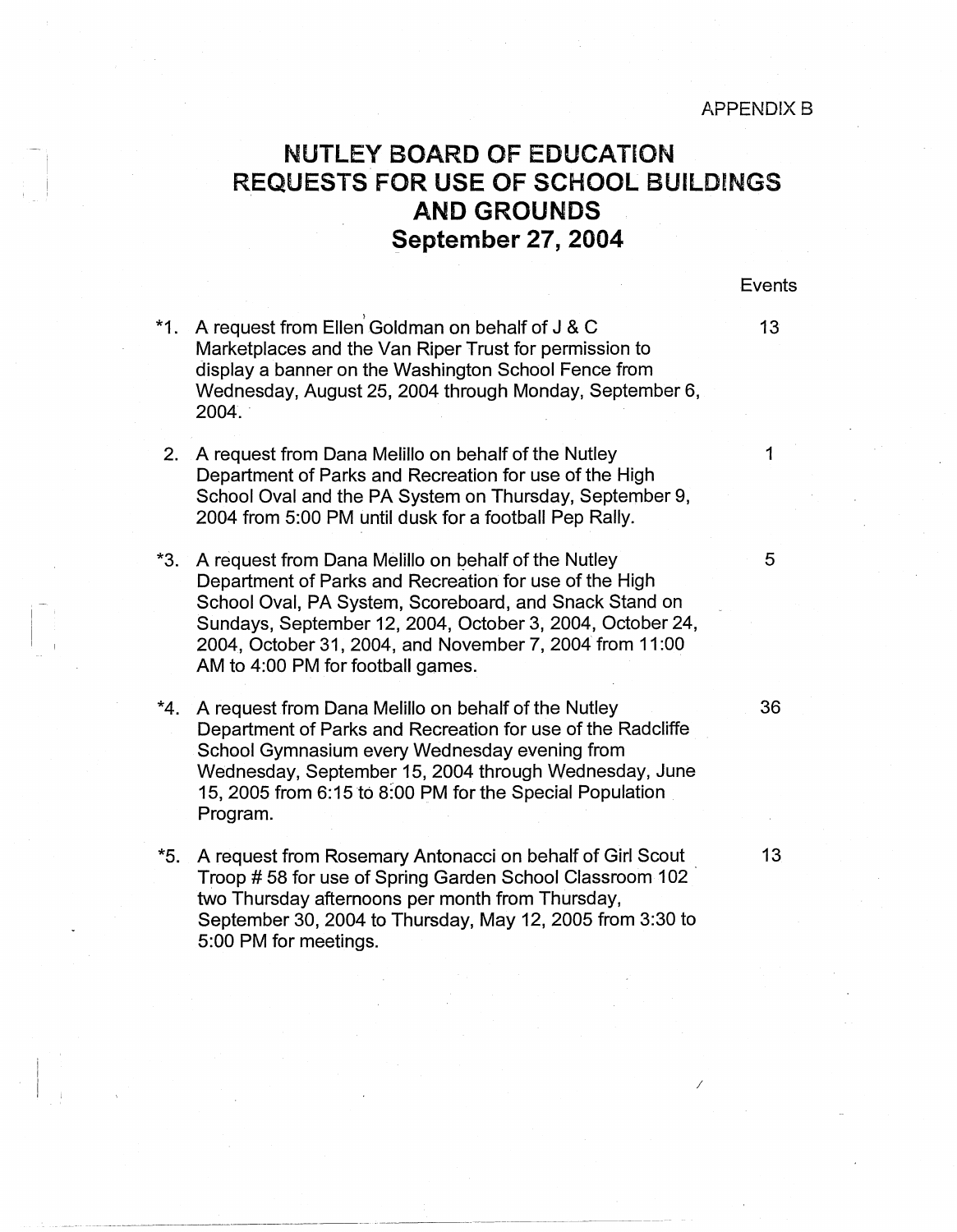APPENDIX B

# NUTLEY BOARD OF EDUCATION REQUESTS FOR USE OF SCHOOL BUILDINGS AND GROUNDS

## September 27, 2004

| | Request | Events |
|---|---|---|
| *1. | A request from Ellen Goldman on behalf of J & C Marketplaces and the Van Riper Trust for permission to display a banner on the Washington School Fence from Wednesday, August 25, 2004 through Monday, September 6, 2004. | 13 |
| 2. | A request from Dana Melillo on behalf of the Nutley Department of Parks and Recreation for use of the High School Oval and the PA System on Thursday, September 9, 2004 from 5:00 PM until dusk for a football Pep Rally. | 1 |
| *3. | A request from Dana Melillo on behalf of the Nutley Department of Parks and Recreation for use of the High School Oval, PA System, Scoreboard, and Snack Stand on Sundays, September 12, 2004, October 3, 2004, October 24, 2004, October 31, 2004, and November 7, 2004 from 11:00 AM to 4:00 PM for football games. | 5 |
| *4. | A request from Dana Melillo on behalf of the Nutley Department of Parks and Recreation for use of the Radcliffe School Gymnasium every Wednesday evening from Wednesday, September 15, 2004 through Wednesday, June 15, 2005 from 6:15 to 8:00 PM for the Special Population Program. | 36 |
| *5. | A request from Rosemary Antonacci on behalf of Girl Scout Troop # 58 for use of Spring Garden School Classroom 102 two Thursday afternoons per month from Thursday, September 30, 2004 to Thursday, May 12, 2005 from 3:30 to 5:00 PM for meetings. | 13 |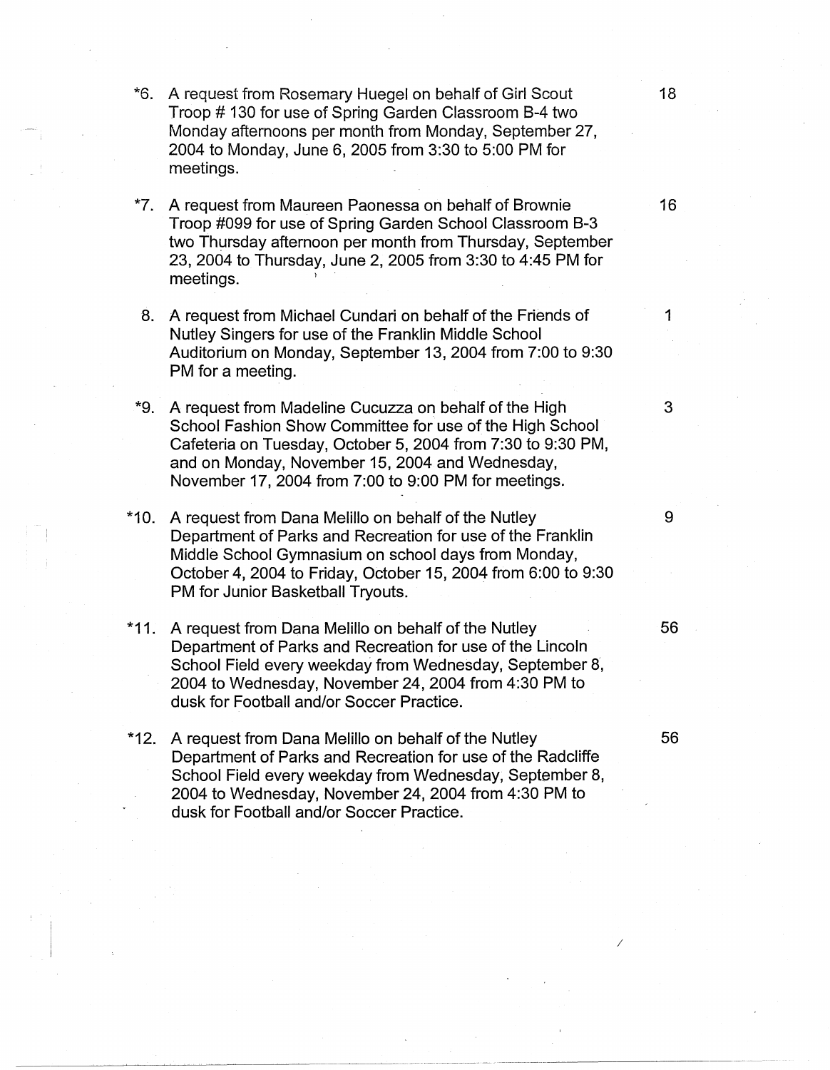| | | |
|---|---|---|
| *6. | A request from Rosemary Huegel on behalf of Girl Scout Troop # 130 for use of Spring Garden Classroom B-4 two Monday afternoons per month from Monday, September 27, 2004 to Monday, June 6, 2005 from 3:30 to 5:00 PM for meetings. | 18 |
| *7. | A request from Maureen Paonessa on behalf of Brownie Troop #099 for use of Spring Garden School Classroom B-3 two Thursday afternoon per month from Thursday, September 23, 2004 to Thursday, June 2, 2005 from 3:30 to 4:45 PM for meetings. | 16 |
| 8. | A request from Michael Cundari on behalf of the Friends of Nutley Singers for use of the Franklin Middle School Auditorium on Monday, September 13, 2004 from 7:00 to 9:30 PM for a meeting. | 1 |
| *9. | A request from Madeline Cucuzza on behalf of the High School Fashion Show Committee for use of the High School Cafeteria on Tuesday, October 5, 2004 from 7:30 to 9:30 PM, and on Monday, November 15, 2004 and Wednesday, November 17, 2004 from 7:00 to 9:00 PM for meetings. | 3 |
| *10. | A request from Dana Melillo on behalf of the Nutley Department of Parks and Recreation for use of the Franklin Middle School Gymnasium on school days from Monday, October 4, 2004 to Friday, October 15, 2004 from 6:00 to 9:30 PM for Junior Basketball Tryouts. | 9 |
| *11. | A request from Dana Melillo on behalf of the Nutley Department of Parks and Recreation for use of the Lincoln School Field every weekday from Wednesday, September 8, 2004 to Wednesday, November 24, 2004 from 4:30 PM to dusk for Football and/or Soccer Practice. | 56 |
| *12. | A request from Dana Melillo on behalf of the Nutley Department of Parks and Recreation for use of the Radcliffe School Field every weekday from Wednesday, September 8, 2004 to Wednesday, November 24, 2004 from 4:30 PM to dusk for Football and/or Soccer Practice. | 56 |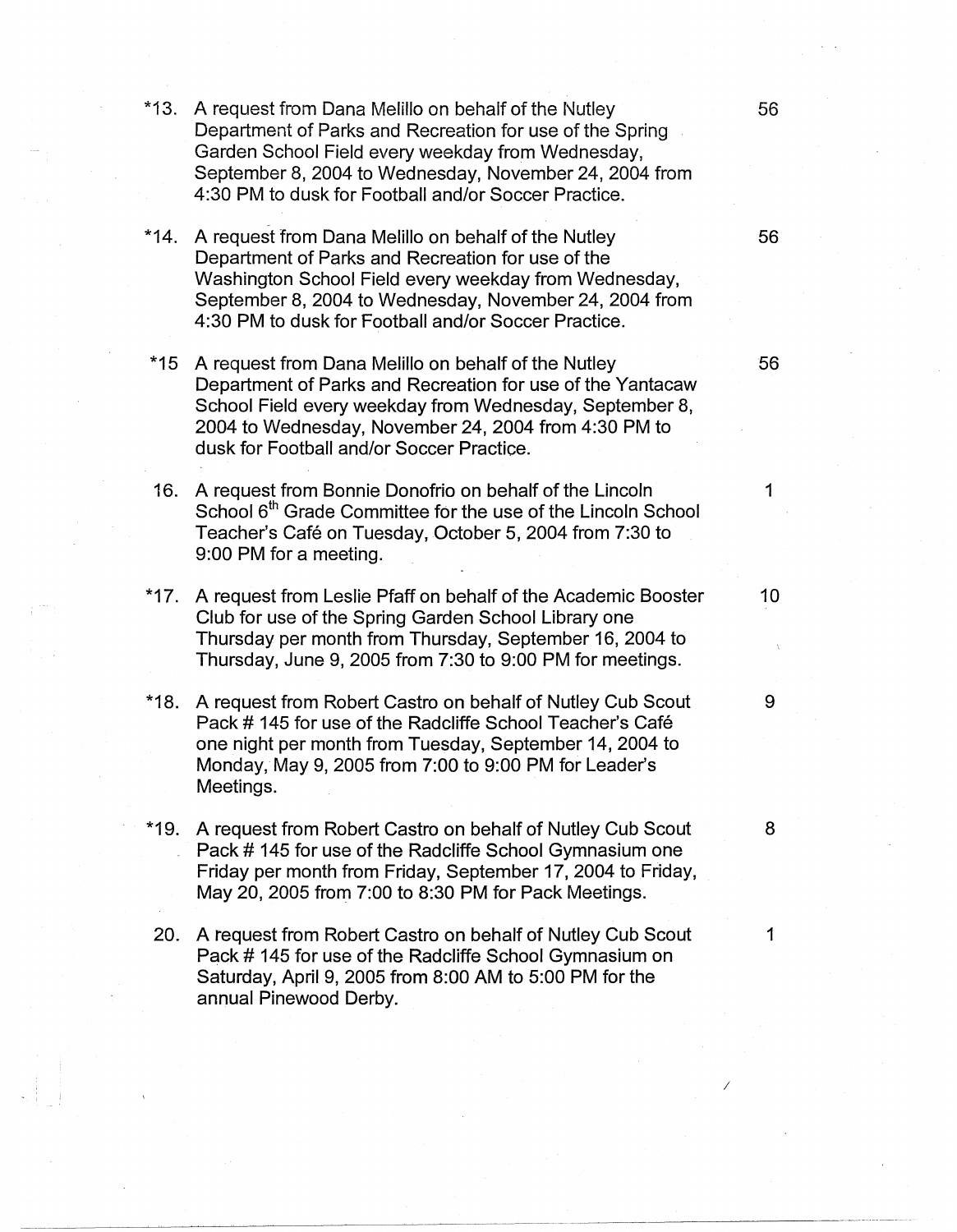| | | |
|---|---|---|
| *13. | A request from Dana Melillo on behalf of the Nutley Department of Parks and Recreation for use of the Spring Garden School Field every weekday from Wednesday, September 8, 2004 to Wednesday, November 24, 2004 from 4:30 PM to dusk for Football and/or Soccer Practice. | 56 |
| *14. | A request from Dana Melillo on behalf of the Nutley Department of Parks and Recreation for use of the Washington School Field every weekday from Wednesday, September 8, 2004 to Wednesday, November 24, 2004 from 4:30 PM to dusk for Football and/or Soccer Practice. | 56 |
| *15 | A request from Dana Melillo on behalf of the Nutley Department of Parks and Recreation for use of the Yantacaw School Field every weekday from Wednesday, September 8, 2004 to Wednesday, November 24, 2004 from 4:30 PM to dusk for Football and/or Soccer Practice. | 56 |
| 16. | A request from Bonnie Donofrio on behalf of the Lincoln School 6th Grade Committee for the use of the Lincoln School Teacher's Café on Tuesday, October 5, 2004 from 7:30 to 9:00 PM for a meeting. | 1 |
| *17. | A request from Leslie Pfaff on behalf of the Academic Booster Club for use of the Spring Garden School Library one Thursday per month from Thursday, September 16, 2004 to Thursday, June 9, 2005 from 7:30 to 9:00 PM for meetings. | 10 |
| *18. | A request from Robert Castro on behalf of Nutley Cub Scout Pack # 145 for use of the Radcliffe School Teacher's Café one night per month from Tuesday, September 14, 2004 to Monday, May 9, 2005 from 7:00 to 9:00 PM for Leader's Meetings. | 9 |
| *19. | A request from Robert Castro on behalf of Nutley Cub Scout Pack # 145 for use of the Radcliffe School Gymnasium one Friday per month from Friday, September 17, 2004 to Friday, May 20, 2005 from 7:00 to 8:30 PM for Pack Meetings. | 8 |
| 20. | A request from Robert Castro on behalf of Nutley Cub Scout Pack # 145 for use of the Radcliffe School Gymnasium on Saturday, April 9, 2005 from 8:00 AM to 5:00 PM for the annual Pinewood Derby. | 1 |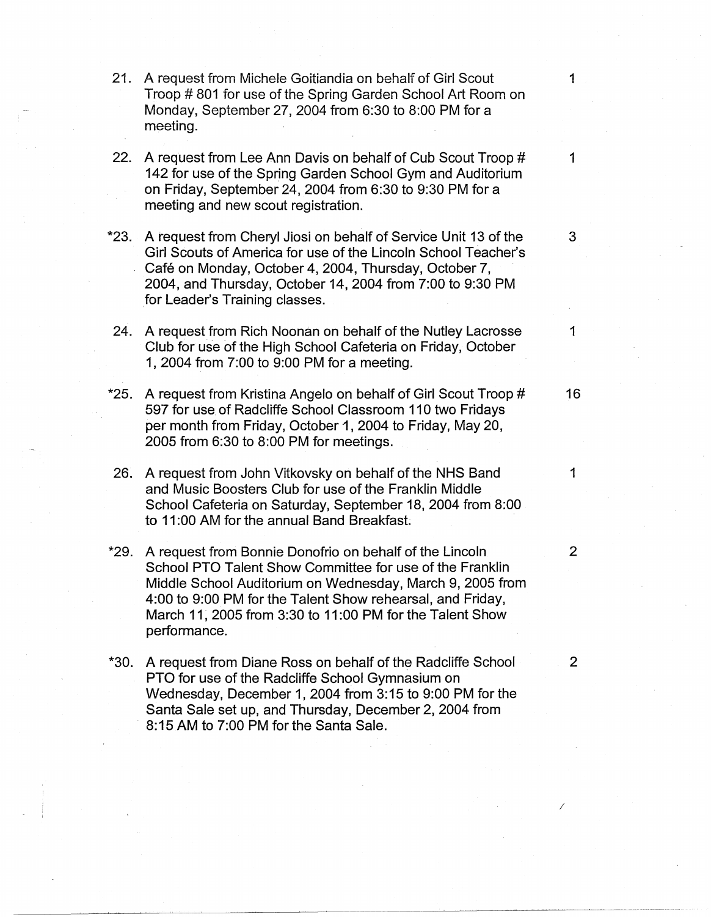| | | |
|---|---|---|
| 21. | A request from Michele Goitiandia on behalf of Girl Scout Troop # 801 for use of the Spring Garden School Art Room on Monday, September 27, 2004 from 6:30 to 8:00 PM for a meeting. | 1 |
| 22. | A request from Lee Ann Davis on behalf of Cub Scout Troop # 142 for use of the Spring Garden School Gym and Auditorium on Friday, September 24, 2004 from 6:30 to 9:30 PM for a meeting and new scout registration. | 1 |
| *23. | A request from Cheryl Jiosi on behalf of Service Unit 13 of the Girl Scouts of America for use of the Lincoln School Teacher's Café on Monday, October 4, 2004, Thursday, October 7, 2004, and Thursday, October 14, 2004 from 7:00 to 9:30 PM for Leader's Training classes. | 3 |
| 24. | A request from Rich Noonan on behalf of the Nutley Lacrosse Club for use of the High School Cafeteria on Friday, October 1, 2004 from 7:00 to 9:00 PM for a meeting. | 1 |
| *25. | A request from Kristina Angelo on behalf of Girl Scout Troop # 597 for use of Radcliffe School Classroom 110 two Fridays per month from Friday, October 1, 2004 to Friday, May 20, 2005 from 6:30 to 8:00 PM for meetings. | 16 |
| 26. | A request from John Vitkovsky on behalf of the NHS Band and Music Boosters Club for use of the Franklin Middle School Cafeteria on Saturday, September 18, 2004 from 8:00 to 11:00 AM for the annual Band Breakfast. | 1 |
| *29. | A request from Bonnie Donofrio on behalf of the Lincoln School PTO Talent Show Committee for use of the Franklin Middle School Auditorium on Wednesday, March 9, 2005 from 4:00 to 9:00 PM for the Talent Show rehearsal, and Friday, March 11, 2005 from 3:30 to 11:00 PM for the Talent Show performance. | 2 |
| *30. | A request from Diane Ross on behalf of the Radcliffe School PTO for use of the Radcliffe School Gymnasium on Wednesday, December 1, 2004 from 3:15 to 9:00 PM for the Santa Sale set up, and Thursday, December 2, 2004 from 8:15 AM to 7:00 PM for the Santa Sale. | 2 |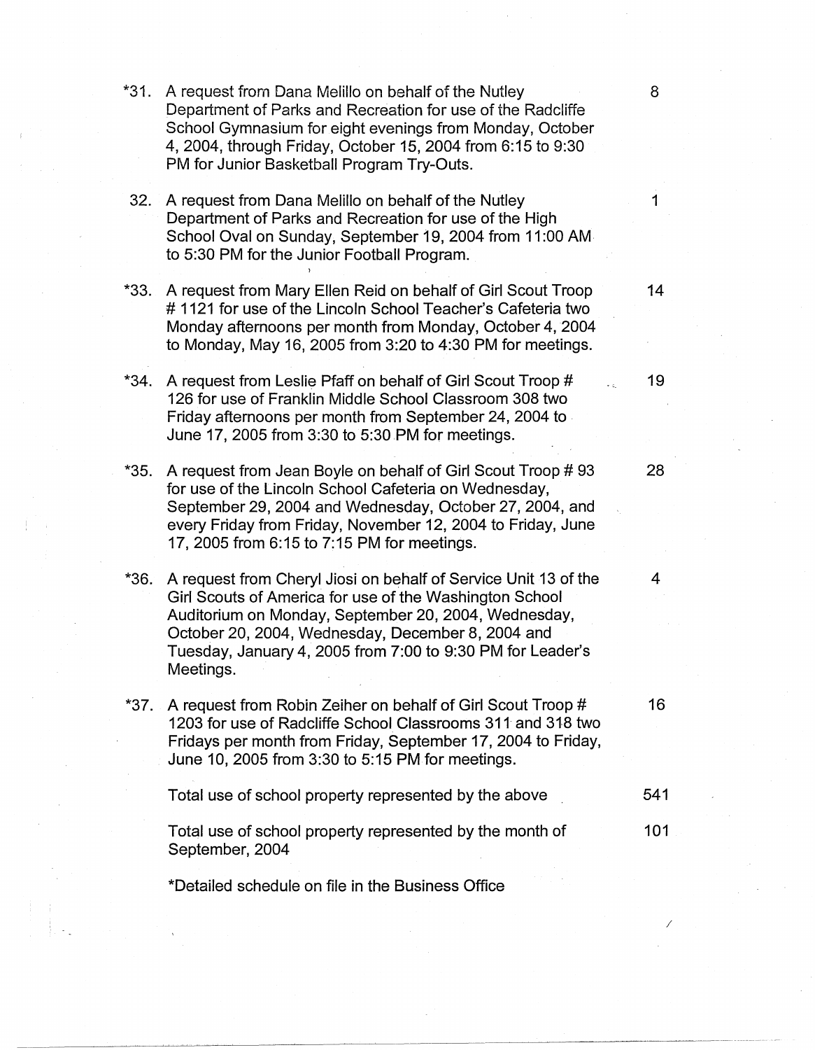| | | |
|---|---|---|
| *31. | A request from Dana Melillo on behalf of the Nutley Department of Parks and Recreation for use of the Radcliffe School Gymnasium for eight evenings from Monday, October 4, 2004, through Friday, October 15, 2004 from 6:15 to 9:30 PM for Junior Basketball Program Try-Outs. | 8 |
| 32. | A request from Dana Melillo on behalf of the Nutley Department of Parks and Recreation for use of the High School Oval on Sunday, September 19, 2004 from 11:00 AM to 5:30 PM for the Junior Football Program. | 1 |
| *33. | A request from Mary Ellen Reid on behalf of Girl Scout Troop # 1121 for use of the Lincoln School Teacher's Cafeteria two Monday afternoons per month from Monday, October 4, 2004 to Monday, May 16, 2005 from 3:20 to 4:30 PM for meetings. | 14 |
| *34. | A request from Leslie Pfaff on behalf of Girl Scout Troop # 126 for use of Franklin Middle School Classroom 308 two Friday afternoons per month from September 24, 2004 to June 17, 2005 from 3:30 to 5:30 PM for meetings. | 19 |
| *35. | A request from Jean Boyle on behalf of Girl Scout Troop # 93 for use of the Lincoln School Cafeteria on Wednesday, September 29, 2004 and Wednesday, October 27, 2004, and every Friday from Friday, November 12, 2004 to Friday, June 17, 2005 from 6:15 to 7:15 PM for meetings. | 28 |
| *36. | A request from Cheryl Jiosi on behalf of Service Unit 13 of the Girl Scouts of America for use of the Washington School Auditorium on Monday, September 20, 2004, Wednesday, October 20, 2004, Wednesday, December 8, 2004 and Tuesday, January 4, 2005 from 7:00 to 9:30 PM for Leader's Meetings. | 4 |
| *37. | A request from Robin Zeiher on behalf of Girl Scout Troop # 1203 for use of Radcliffe School Classrooms 311 and 318 two Fridays per month from Friday, September 17, 2004 to Friday, June 10, 2005 from 3:30 to 5:15 PM for meetings. | 16 |
| | Total use of school property represented by the above | 541 |
| | Total use of school property represented by the month of September, 2004 | 101 |

*Detailed schedule on file in the Business Office